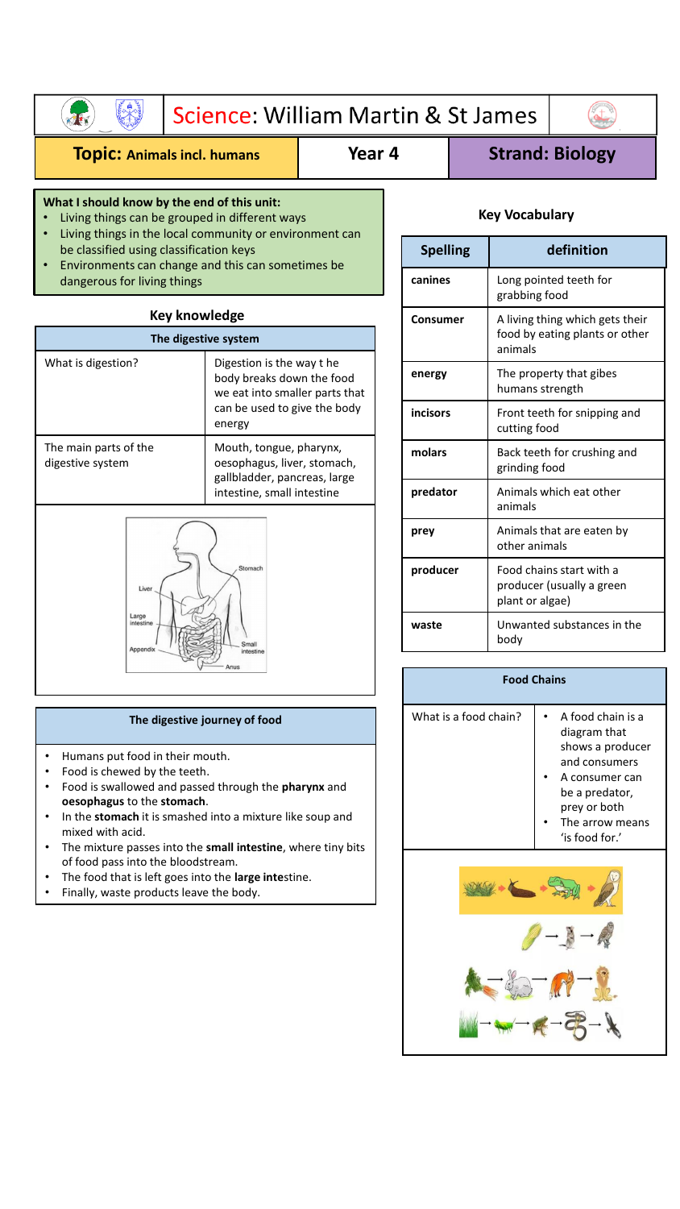# Science: William Martin & St James

**Topic: Animals incl. humans** | **Year 4** | **Strand: Biology**

**What I should know by the end of this unit:**

- Living things can be grouped in different ways
- Living things in the local community or environment can be classified using classification keys
- Environments can change and this can sometimes be dangerous for living things

## Key knowledge

| The digestive system | |
|---|---|
| What is digestion? | Digestion is the way t he body breaks down the food we eat into smaller parts that can be used to give the body energy |
| The main parts of the digestive system | Mouth, tongue, pharynx, oesophagus, liver, stomach, gallbladder, pancreas, large intestine, small intestine |

### The digestive journey of food

- Humans put food in their mouth.
- Food is chewed by the teeth.
- Food is swallowed and passed through the **pharynx** and **oesophagus** to the **stomach**.
- In the **stomach** it is smashed into a mixture like soup and mixed with acid.
- The mixture passes into the **small intestine**, where tiny bits of food pass into the bloodstream.
- The food that is left goes into the **large inte**stine.
- Finally, waste products leave the body.

## Key Vocabulary

| Spelling | definition |
|---|---|
| **canines** | Long pointed teeth for grabbing food |
| **Consumer** | A living thing which gets their food by eating plants or other animals |
| **energy** | The property that gibes humans strength |
| **incisors** | Front teeth for snipping and cutting food |
| **molars** | Back teeth for crushing and grinding food |
| **predator** | Animals which eat other animals |
| **prey** | Animals that are eaten by other animals |
| **producer** | Food chains start with a producer (usually a green plant or algae) |
| **waste** | Unwanted substances in the body |

| Food Chains | |
|---|---|
| What is a food chain? | • A food chain is a diagram that shows a producer and consumers<br>• A consumer can be a predator, prey or both<br>• The arrow means 'is food for.' |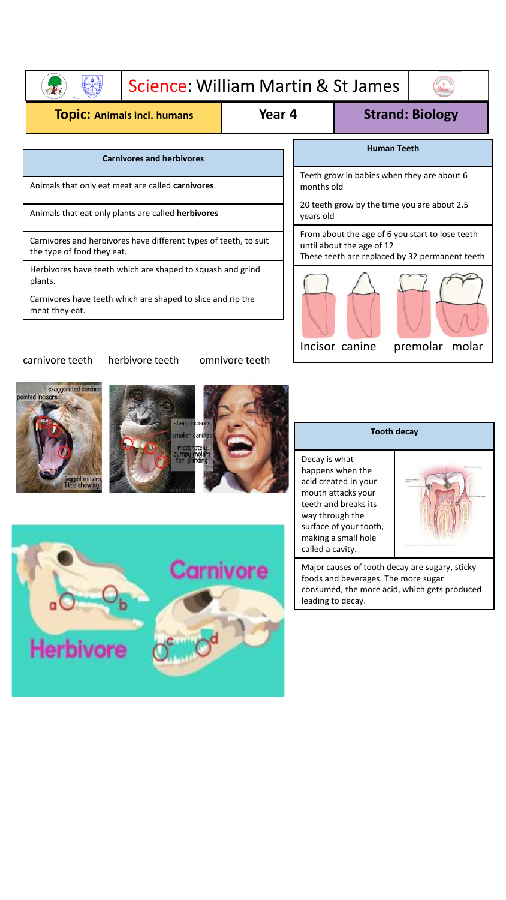# Science: William Martin & St James

| Topic: Animals incl. humans | Year 4 | Strand: Biology |
| --- | --- | --- |

| Carnivores and herbivores |
| --- |
| Animals that only eat meat are called **carnivores**. |
| Animals that eat only plants are called **herbivores** |
| Carnivores and herbivores have different types of teeth, to suit the type of food they eat. |
| Herbivores have teeth which are shaped to squash and grind plants. |
| Carnivores have teeth which are shaped to slice and rip the meat they eat. |

| Human Teeth |
| --- |
| Teeth grow in babies when they are about 6 months old |
| 20 teeth grow by the time you are about 2.5 years old |
| From about the age of 6 you start to lose teeth until about the age of 12<br>These teeth are replaced by 32 permanent teeth |

Incisor canine premolar molar

carnivore teeth herbivore teeth omnivore teeth

exaggerated canines
pointed incisors
jagged molars, little chewing

sharp incisors
smaller canines
moderately bumpy molars for grinding

Carnivore
Herbivore
a b c d

| Tooth decay |
| --- |
| Decay is what happens when the acid created in your mouth attacks your teeth and breaks its way through the surface of your tooth, making a small hole called a cavity. |
| Major causes of tooth decay are sugary, sticky foods and beverages. The more sugar consumed, the more acid, which gets produced leading to decay. |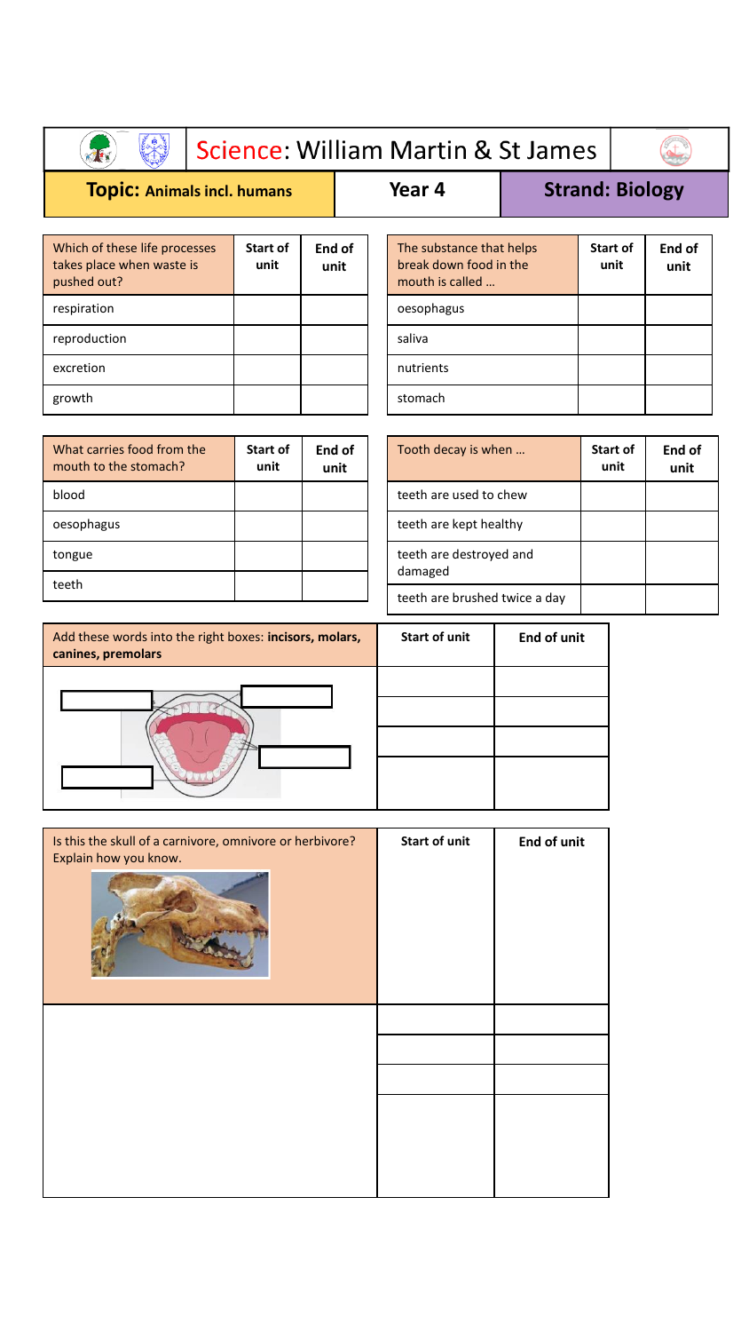# Science: William Martin & St James

**Topic: Animals incl. humans** | **Year 4** | **Strand: Biology**

| Which of these life processes takes place when waste is pushed out? | Start of unit | End of unit |
|---|---|---|
| respiration | | |
| reproduction | | |
| excretion | | |
| growth | | |

| The substance that helps break down food in the mouth is called … | Start of unit | End of unit |
|---|---|---|
| oesophagus | | |
| saliva | | |
| nutrients | | |
| stomach | | |

| What carries food from the mouth to the stomach? | Start of unit | End of unit |
|---|---|---|
| blood | | |
| oesophagus | | |
| tongue | | |
| teeth | | |

| Tooth decay is when … | Start of unit | End of unit |
|---|---|---|
| teeth are used to chew | | |
| teeth are kept healthy | | |
| teeth are destroyed and damaged | | |
| teeth are brushed twice a day | | |

| Add these words into the right boxes: **incisors, molars, canines, premolars** | Start of unit | End of unit |
|---|---|---|
| | | |
| | | |
| | | |
| | | |

| Is this the skull of a carnivore, omnivore or herbivore? Explain how you know. | Start of unit | End of unit |
|---|---|---|
| | | |
| | | |
| | | |
| | | |
| | | |